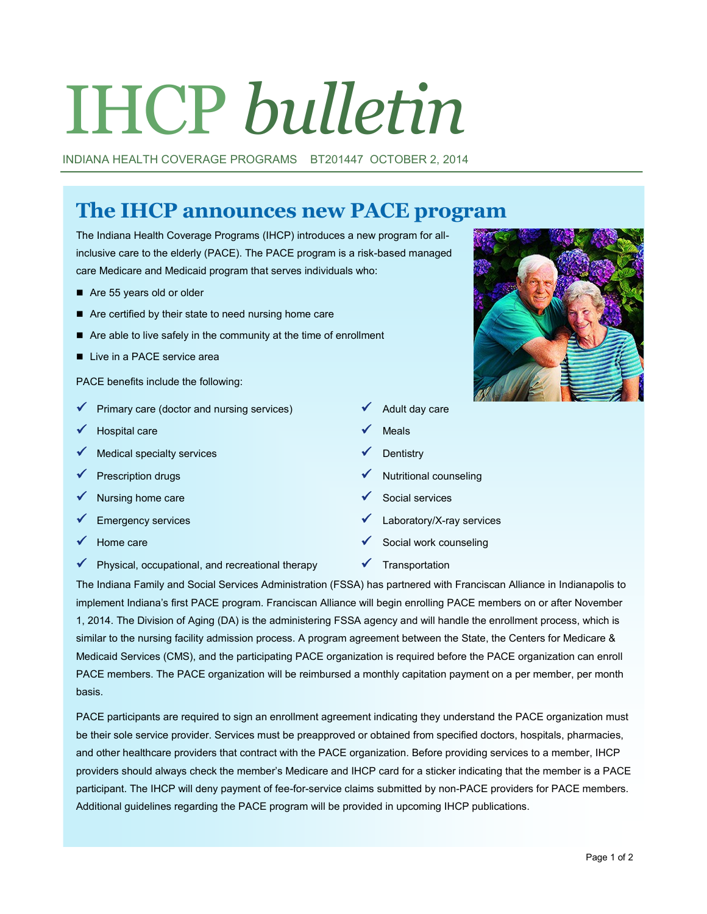# IHCP *bulletin*

INDIANA HEALTH COVERAGE PROGRAMS BT201447 OCTOBER 2, 2014

## The IHCP announces new PACE program

The Indiana Health Coverage Programs (IHCP) introduces a new program for all-inclusive care to the elderly (PACE). The PACE program is a risk-based managed care Medicare and Medicaid program that serves individuals who:

- Are 55 years old or older
- Are certified by their state to need nursing home care
- Are able to live safely in the community at the time of enrollment
- Live in a PACE service area

PACE benefits include the following:

- ✓ Primary care (doctor and nursing services)
- ✓ Hospital care
- ✓ Medical specialty services
- ✓ Prescription drugs
- ✓ Nursing home care
- ✓ Emergency services
- ✓ Home care
- ✓ Physical, occupational, and recreational therapy
- ✓ Adult day care
- ✓ Meals
- ✓ Dentistry
- ✓ Nutritional counseling
- ✓ Social services
- ✓ Laboratory/X-ray services
- ✓ Social work counseling
- ✓ Transportation

The Indiana Family and Social Services Administration (FSSA) has partnered with Franciscan Alliance in Indianapolis to implement Indiana's first PACE program. Franciscan Alliance will begin enrolling PACE members on or after November 1, 2014. The Division of Aging (DA) is the administering FSSA agency and will handle the enrollment process, which is similar to the nursing facility admission process. A program agreement between the State, the Centers for Medicare & Medicaid Services (CMS), and the participating PACE organization is required before the PACE organization can enroll PACE members. The PACE organization will be reimbursed a monthly capitation payment on a per member, per month basis.

PACE participants are required to sign an enrollment agreement indicating they understand the PACE organization must be their sole service provider. Services must be preapproved or obtained from specified doctors, hospitals, pharmacies, and other healthcare providers that contract with the PACE organization. Before providing services to a member, IHCP providers should always check the member's Medicare and IHCP card for a sticker indicating that the member is a PACE participant. The IHCP will deny payment of fee-for-service claims submitted by non-PACE providers for PACE members. Additional guidelines regarding the PACE program will be provided in upcoming IHCP publications.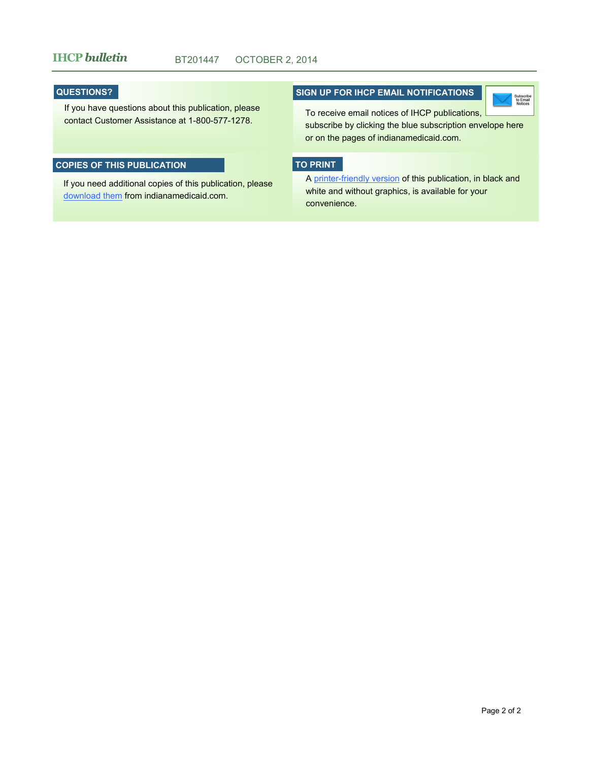## QUESTIONS?

If you have questions about this publication, please contact Customer Assistance at 1-800-577-1278.

## SIGN UP FOR IHCP EMAIL NOTIFICATIONS

To receive email notices of IHCP publications, subscribe by clicking the blue subscription envelope here or on the pages of indianamedicaid.com.

## COPIES OF THIS PUBLICATION

If you need additional copies of this publication, please download them from indianamedicaid.com.

## TO PRINT

A printer-friendly version of this publication, in black and white and without graphics, is available for your convenience.